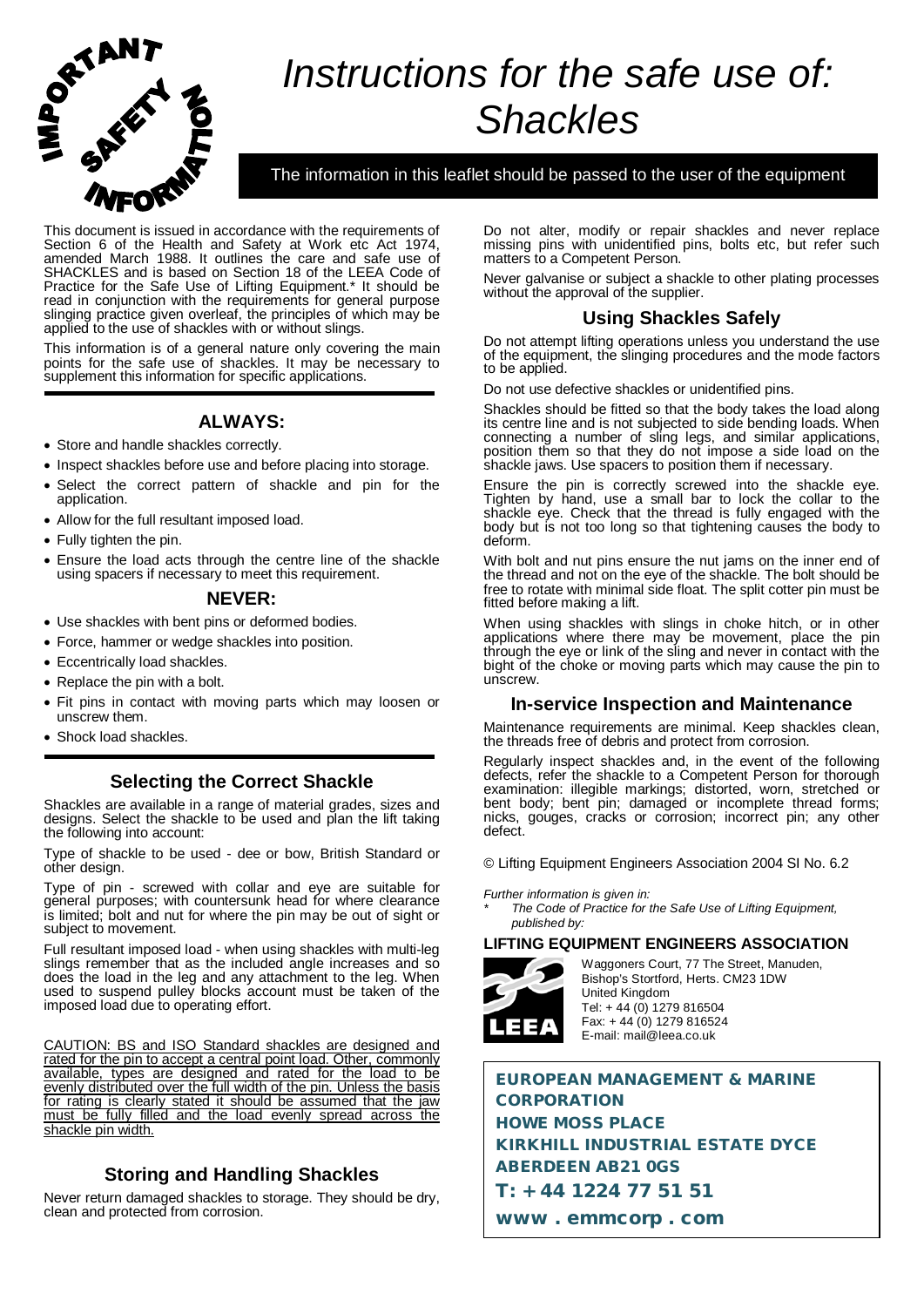IMPORTANT SAFETY INFORMATION

# Instructions for the safe use of: Shackles

**The information in this leaflet should be passed to the user of the equipment**

This document is issued in accordance with the requirements of Section 6 of the Health and Safety at Work etc Act 1974, amended March 1988. It outlines the care and safe use of SHACKLES and is based on Section 18 of the LEEA Code of Practice for the Safe Use of Lifting Equipment.* It should be read in conjunction with the requirements for general purpose slinging practice given overleaf, the principles of which may be applied to the use of shackles with or without slings.

This information is of a general nature only covering the main points for the safe use of shackles. It may be necessary to supplement this information for specific applications.

## ALWAYS:

- Store and handle shackles correctly.
- Inspect shackles before use and before placing into storage.
- Select the correct pattern of shackle and pin for the application.
- Allow for the full resultant imposed load.
- Fully tighten the pin.
- Ensure the load acts through the centre line of the shackle using spacers if necessary to meet this requirement.

## NEVER:

- Use shackles with bent pins or deformed bodies.
- Force, hammer or wedge shackles into position.
- Eccentrically load shackles.
- Replace the pin with a bolt.
- Fit pins in contact with moving parts which may loosen or unscrew them.
- Shock load shackles.

## Selecting the Correct Shackle

Shackles are available in a range of material grades, sizes and designs. Select the shackle to be used and plan the lift taking the following into account:

Type of shackle to be used - dee or bow, British Standard or other design.

Type of pin - screwed with collar and eye are suitable for general purposes; with countersunk head for where clearance is limited; bolt and nut for where the pin may be out of sight or subject to movement.

Full resultant imposed load - when using shackles with multi-leg slings remember that as the included angle increases and so does the load in the leg and any attachment to the leg. When used to suspend pulley blocks account must be taken of the imposed load due to operating effort.

CAUTION: BS and ISO Standard shackles are designed and rated for the pin to accept a central point load. Other, commonly available, types are designed and rated for the load to be evenly distributed over the full width of the pin. Unless the basis for rating is clearly stated it should be assumed that the jaw must be fully filled and the load evenly spread across the shackle pin width.

## Storing and Handling Shackles

Never return damaged shackles to storage. They should be dry, clean and protected from corrosion.

Do not alter, modify or repair shackles and never replace missing pins with unidentified pins, bolts etc, but refer such matters to a Competent Person.

Never galvanise or subject a shackle to other plating processes without the approval of the supplier.

## Using Shackles Safely

Do not attempt lifting operations unless you understand the use of the equipment, the slinging procedures and the mode factors to be applied.

Do not use defective shackles or unidentified pins.

Shackles should be fitted so that the body takes the load along its centre line and is not subjected to side bending loads. When connecting a number of sling legs, and similar applications, position them so that they do not impose a side load on the shackle jaws. Use spacers to position them if necessary.

Ensure the pin is correctly screwed into the shackle eye. Tighten by hand, use a small bar to lock the collar to the shackle eye. Check that the thread is fully engaged with the body but is not too long so that tightening causes the body to deform.

With bolt and nut pins ensure the nut jams on the inner end of the thread and not on the eye of the shackle. The bolt should be free to rotate with minimal side float. The split cotter pin must be fitted before making a lift.

When using shackles with slings in choke hitch, or in other applications where there may be movement, place the pin through the eye or link of the sling and never in contact with the bight of the choke or moving parts which may cause the pin to unscrew.

## In-service Inspection and Maintenance

Maintenance requirements are minimal. Keep shackles clean, the threads free of debris and protect from corrosion.

Regularly inspect shackles and, in the event of the following defects, refer the shackle to a Competent Person for thorough examination: illegible markings; distorted, worn, stretched or bent body; bent pin; damaged or incomplete thread forms; nicks, gouges, cracks or corrosion; incorrect pin; any other defect.

© Lifting Equipment Engineers Association 2004 SI No. 6.2

*Further information is given in:*

\* *The Code of Practice for the Safe Use of Lifting Equipment, published by:*

**LIFTING EQUIPMENT ENGINEERS ASSOCIATION**

LEEA

Waggoners Court, 77 The Street, Manuden,
Bishop's Stortford, Herts. CM23 1DW
United Kingdom
Tel: + 44 (0) 1279 816504
Fax: + 44 (0) 1279 816524
E-mail: mail@leea.co.uk

**EUROPEAN MANAGEMENT & MARINE CORPORATION**
**HOWE MOSS PLACE**
**KIRKHILL INDUSTRIAL ESTATE DYCE**
**ABERDEEN AB21 0GS**
**T: +44 1224 77 51 51**
**www . emmcorp . com**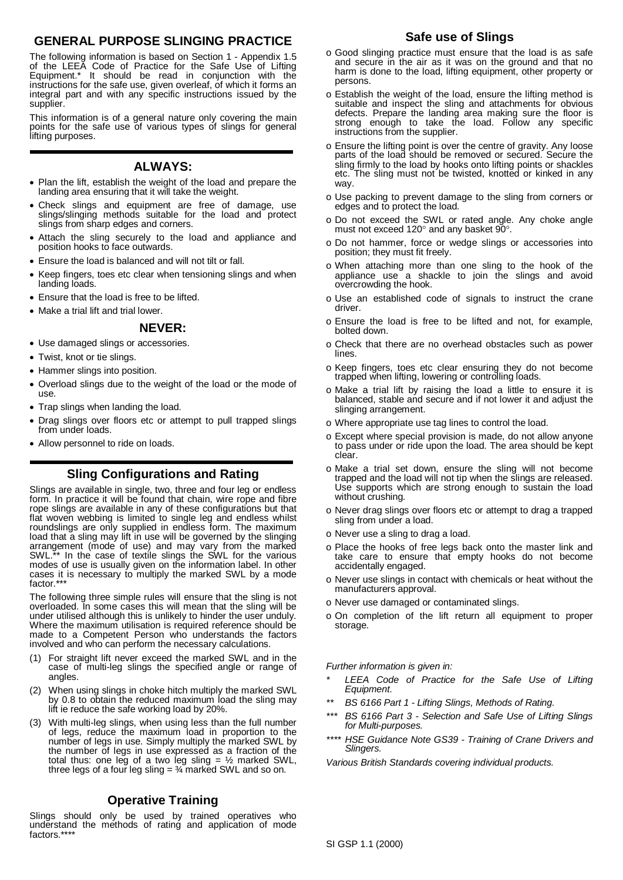## GENERAL PURPOSE SLINGING PRACTICE

The following information is based on Section 1 - Appendix 1.5 of the LEEA Code of Practice for the Safe Use of Lifting Equipment.* It should be read in conjunction with the instructions for the safe use, given overleaf, of which it forms an integral part and with any specific instructions issued by the supplier.

This information is of a general nature only covering the main points for the safe use of various types of slings for general lifting purposes.

### ALWAYS:

- Plan the lift, establish the weight of the load and prepare the landing area ensuring that it will take the weight.
- Check slings and equipment are free of damage, use slings/slinging methods suitable for the load and protect slings from sharp edges and corners.
- Attach the sling securely to the load and appliance and position hooks to face outwards.
- Ensure the load is balanced and will not tilt or fall.
- Keep fingers, toes etc clear when tensioning slings and when landing loads.
- Ensure that the load is free to be lifted.
- Make a trial lift and trial lower.

### NEVER:

- Use damaged slings or accessories.
- Twist, knot or tie slings.
- Hammer slings into position.
- Overload slings due to the weight of the load or the mode of use.
- Trap slings when landing the load.
- Drag slings over floors etc or attempt to pull trapped slings from under loads.
- Allow personnel to ride on loads.

### Sling Configurations and Rating

Slings are available in single, two, three and four leg or endless form. In practice it will be found that chain, wire rope and fibre rope slings are available in any of these configurations but that flat woven webbing is limited to single leg and endless whilst roundslings are only supplied in endless form. The maximum load that a sling may lift in use will be governed by the slinging arrangement (mode of use) and may vary from the marked SWL.** In the case of textile slings the SWL for the various modes of use is usually given on the information label. In other cases it is necessary to multiply the marked SWL by a mode factor.***

The following three simple rules will ensure that the sling is not overloaded. In some cases this will mean that the sling will be under utilised although this is unlikely to hinder the user unduly. Where the maximum utilisation is required reference should be made to a Competent Person who understands the factors involved and who can perform the necessary calculations.

(1) For straight lift never exceed the marked SWL and in the case of multi-leg slings the specified angle or range of angles.

(2) When using slings in choke hitch multiply the marked SWL by 0.8 to obtain the reduced maximum load the sling may lift ie reduce the safe working load by 20%.

(3) With multi-leg slings, when using less than the full number of legs, reduce the maximum load in proportion to the number of legs in use. Simply multiply the marked SWL by the number of legs in use expressed as a fraction of the total thus: one leg of a two leg sling = ½ marked SWL, three legs of a four leg sling = ¾ marked SWL and so on.

### Operative Training

Slings should only be used by trained operatives who understand the methods of rating and application of mode factors.****

### Safe use of Slings

- Good slinging practice must ensure that the load is as safe and secure in the air as it was on the ground and that no harm is done to the load, lifting equipment, other property or persons.
- Establish the weight of the load, ensure the lifting method is suitable and inspect the sling and attachments for obvious defects. Prepare the landing area making sure the floor is strong enough to take the load. Follow any specific instructions from the supplier.
- Ensure the lifting point is over the centre of gravity. Any loose parts of the load should be removed or secured. Secure the sling firmly to the load by hooks onto lifting points or shackles etc. The sling must not be twisted, knotted or kinked in any way.
- Use packing to prevent damage to the sling from corners or edges and to protect the load.
- Do not exceed the SWL or rated angle. Any choke angle must not exceed 120° and any basket 90°.
- Do not hammer, force or wedge slings or accessories into position; they must fit freely.
- When attaching more than one sling to the hook of the appliance use a shackle to join the slings and avoid overcrowding the hook.
- Use an established code of signals to instruct the crane driver.
- Ensure the load is free to be lifted and not, for example, bolted down.
- Check that there are no overhead obstacles such as power lines.
- Keep fingers, toes etc clear ensuring they do not become trapped when lifting, lowering or controlling loads.
- Make a trial lift by raising the load a little to ensure it is balanced, stable and secure and if not lower it and adjust the slinging arrangement.
- Where appropriate use tag lines to control the load.
- Except where special provision is made, do not allow anyone to pass under or ride upon the load. The area should be kept clear.
- Make a trial set down, ensure the sling will not become trapped and the load will not tip when the slings are released. Use supports which are strong enough to sustain the load without crushing.
- Never drag slings over floors etc or attempt to drag a trapped sling from under a load.
- Never use a sling to drag a load.
- Place the hooks of free legs back onto the master link and take care to ensure that empty hooks do not become accidentally engaged.
- Never use slings in contact with chemicals or heat without the manufacturers approval.
- Never use damaged or contaminated slings.
- On completion of the lift return all equipment to proper storage.

*Further information is given in:*

\* *LEEA Code of Practice for the Safe Use of Lifting Equipment.*

\*\* *BS 6166 Part 1 - Lifting Slings, Methods of Rating.*

\*\*\* *BS 6166 Part 3 - Selection and Safe Use of Lifting Slings for Multi-purposes.*

\*\*\*\* *HSE Guidance Note GS39 - Training of Crane Drivers and Slingers.*

*Various British Standards covering individual products.*

SI GSP 1.1 (2000)